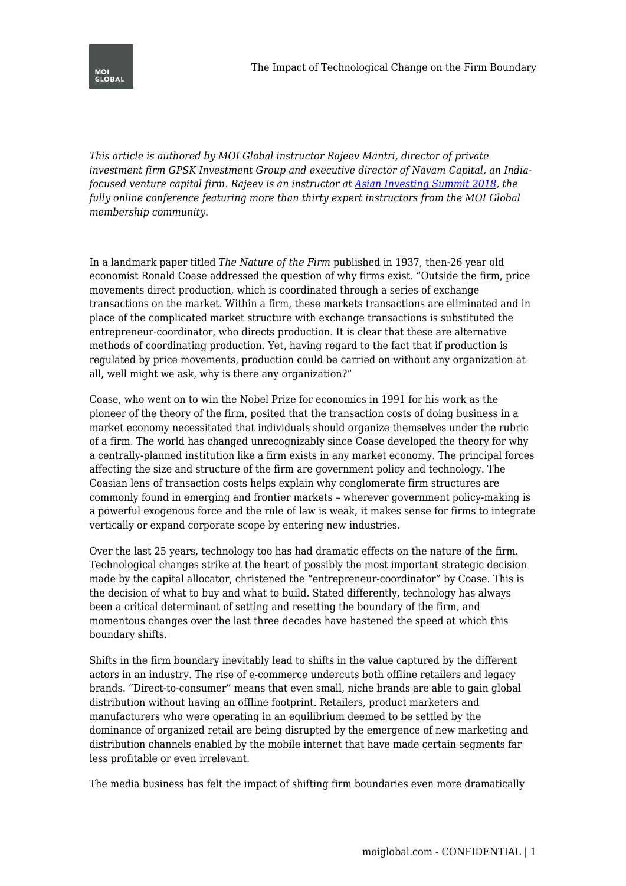*This article is authored by MOI Global instructor Rajeev Mantri, director of private investment firm GPSK Investment Group and executive director of Navam Capital, an India-focused venture capital firm. Rajeev is an instructor at [Asian Investing Summit 2018](), the fully online conference featuring more than thirty expert instructors from the MOI Global membership community.*

In a landmark paper titled *The Nature of the Firm* published in 1937, then-26 year old economist Ronald Coase addressed the question of why firms exist. "Outside the firm, price movements direct production, which is coordinated through a series of exchange transactions on the market. Within a firm, these markets transactions are eliminated and in place of the complicated market structure with exchange transactions is substituted the entrepreneur-coordinator, who directs production. It is clear that these are alternative methods of coordinating production. Yet, having regard to the fact that if production is regulated by price movements, production could be carried on without any organization at all, well might we ask, why is there any organization?"

Coase, who went on to win the Nobel Prize for economics in 1991 for his work as the pioneer of the theory of the firm, posited that the transaction costs of doing business in a market economy necessitated that individuals should organize themselves under the rubric of a firm. The world has changed unrecognizably since Coase developed the theory for why a centrally-planned institution like a firm exists in any market economy. The principal forces affecting the size and structure of the firm are government policy and technology. The Coasian lens of transaction costs helps explain why conglomerate firm structures are commonly found in emerging and frontier markets – wherever government policy-making is a powerful exogenous force and the rule of law is weak, it makes sense for firms to integrate vertically or expand corporate scope by entering new industries.

Over the last 25 years, technology too has had dramatic effects on the nature of the firm. Technological changes strike at the heart of possibly the most important strategic decision made by the capital allocator, christened the "entrepreneur-coordinator" by Coase. This is the decision of what to buy and what to build. Stated differently, technology has always been a critical determinant of setting and resetting the boundary of the firm, and momentous changes over the last three decades have hastened the speed at which this boundary shifts.

Shifts in the firm boundary inevitably lead to shifts in the value captured by the different actors in an industry. The rise of e-commerce undercuts both offline retailers and legacy brands. "Direct-to-consumer" means that even small, niche brands are able to gain global distribution without having an offline footprint. Retailers, product marketers and manufacturers who were operating in an equilibrium deemed to be settled by the dominance of organized retail are being disrupted by the emergence of new marketing and distribution channels enabled by the mobile internet that have made certain segments far less profitable or even irrelevant.

The media business has felt the impact of shifting firm boundaries even more dramatically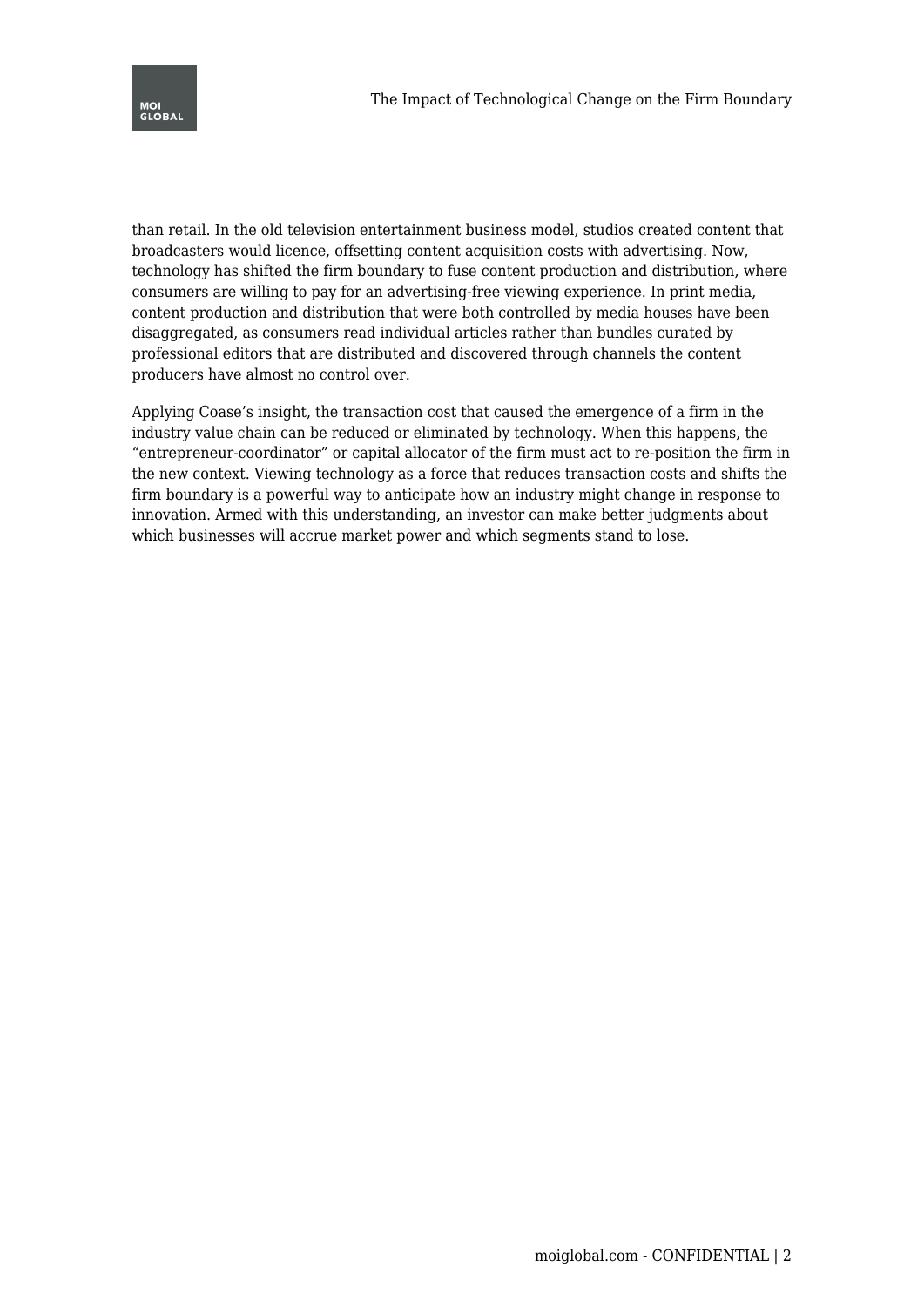than retail. In the old television entertainment business model, studios created content that broadcasters would licence, offsetting content acquisition costs with advertising. Now, technology has shifted the firm boundary to fuse content production and distribution, where consumers are willing to pay for an advertising-free viewing experience. In print media, content production and distribution that were both controlled by media houses have been disaggregated, as consumers read individual articles rather than bundles curated by professional editors that are distributed and discovered through channels the content producers have almost no control over.

Applying Coase's insight, the transaction cost that caused the emergence of a firm in the industry value chain can be reduced or eliminated by technology. When this happens, the "entrepreneur-coordinator" or capital allocator of the firm must act to re-position the firm in the new context. Viewing technology as a force that reduces transaction costs and shifts the firm boundary is a powerful way to anticipate how an industry might change in response to innovation. Armed with this understanding, an investor can make better judgments about which businesses will accrue market power and which segments stand to lose.